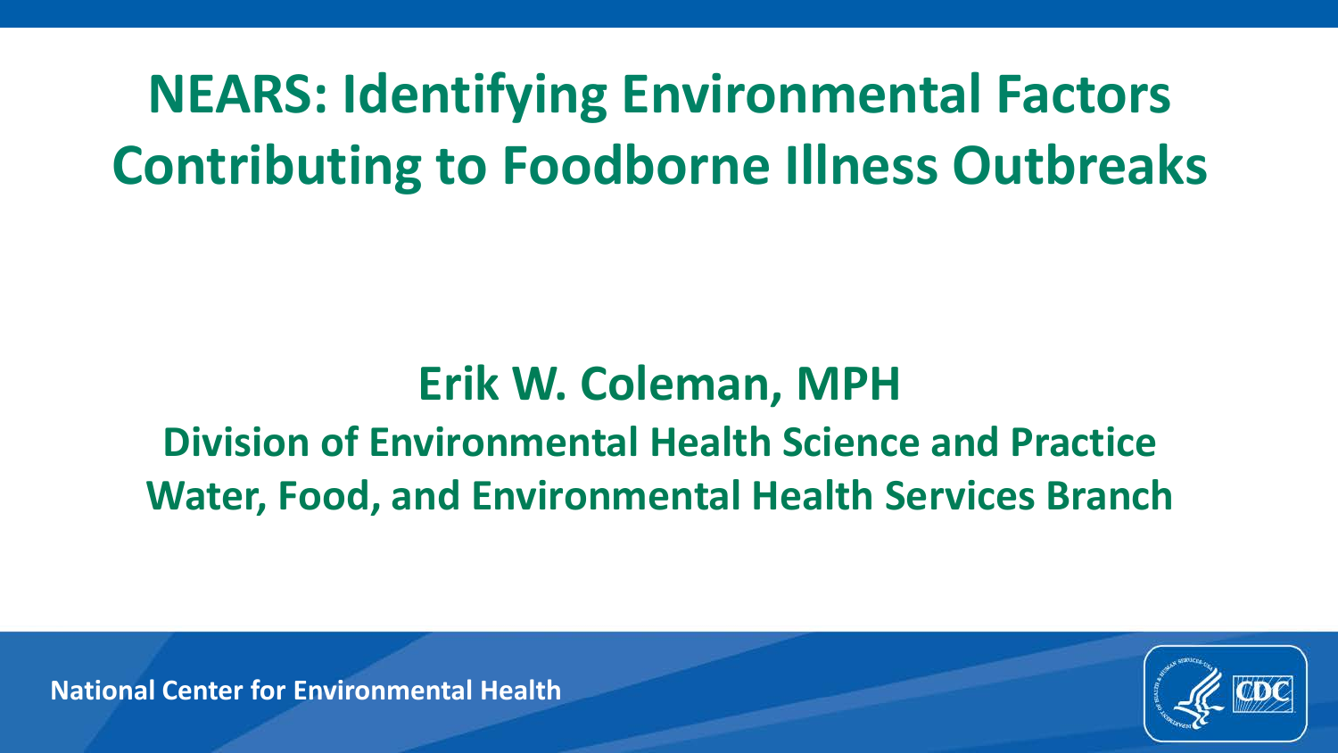# NEARS: Identifying Environmental Factors Contributing to Foodborne Illness Outbreaks

**Erik W. Coleman, MPH**

**Division of Environmental Health Science and Practice**

**Water, Food, and Environmental Health Services Branch**

**National Center for Environmental Health**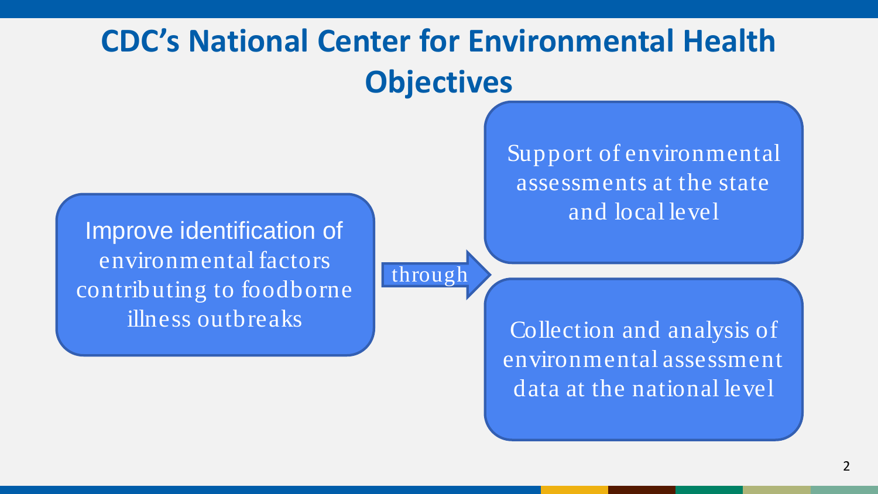# CDC's National Center for Environmental Health Objectives

Improve identification of environmental factors contributing to foodborne illness outbreaks

through

- Support of environmental assessments at the state and local level
- Collection and analysis of environmental assessment data at the national level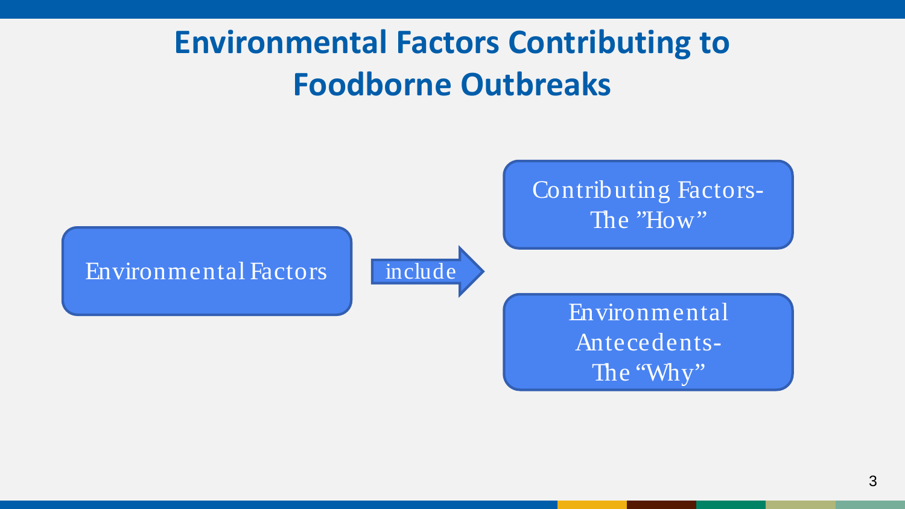# Environmental Factors Contributing to Foodborne Outbreaks

Environmental Factors

include

Contributing Factors- The ”How”

Environmental Antecedents- The “Why”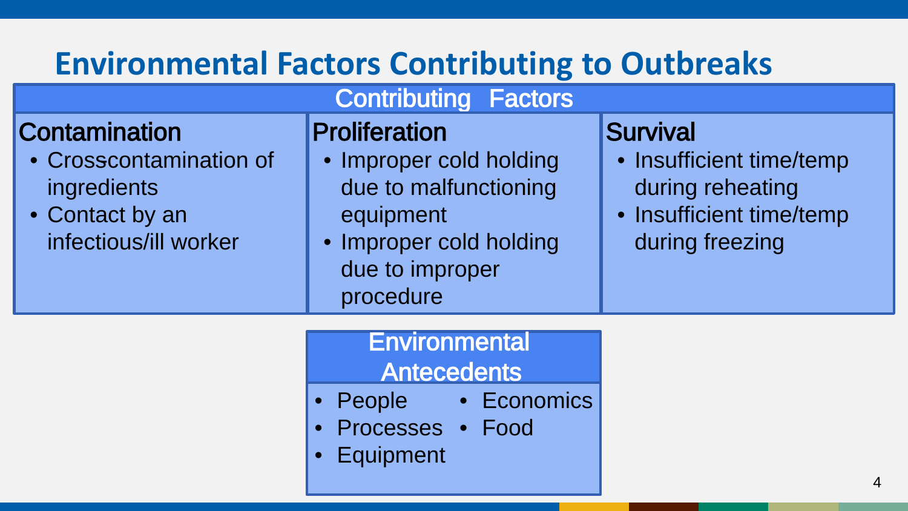# Environmental Factors Contributing to Outbreaks

## Contributing Factors

| Contamination | Proliferation | Survival |
| --- | --- | --- |
| • Crosscontamination of ingredients<br>• Contact by an infectious/ill worker | • Improper cold holding due to malfunctioning equipment<br>• Improper cold holding due to improper procedure | • Insufficient time/temp during reheating<br>• Insufficient time/temp during freezing |

## Environmental Antecedents

- People
- Processes
- Equipment
- Economics
- Food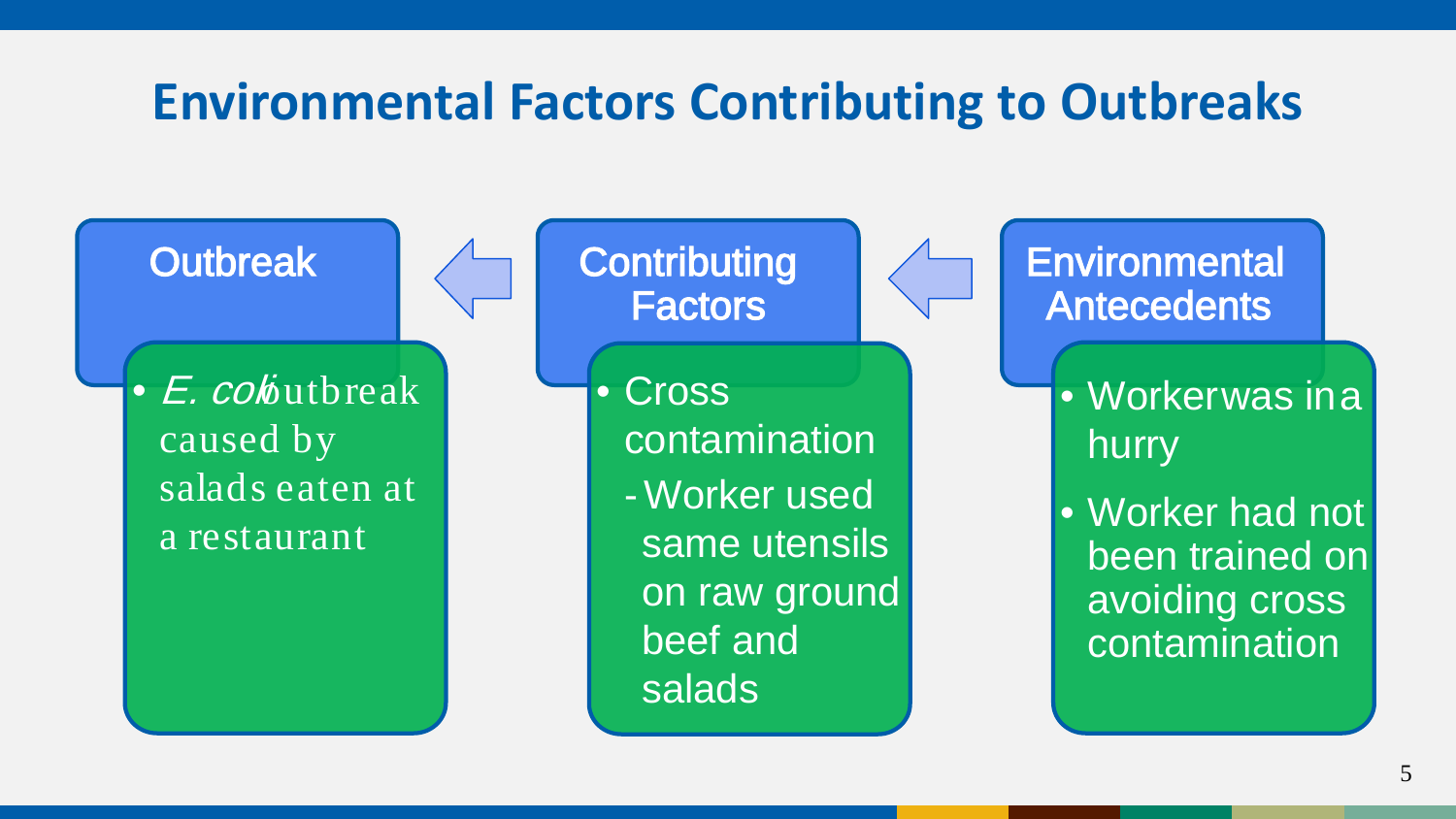# Environmental Factors Contributing to Outbreaks

### Outbreak

- *E. coli* outbreak caused by salads eaten at a restaurant

### Contributing Factors

- Cross contamination
  - Worker used same utensils on raw ground beef and salads

### Environmental Antecedents

- Worker was in a hurry
- Worker had not been trained on avoiding cross contamination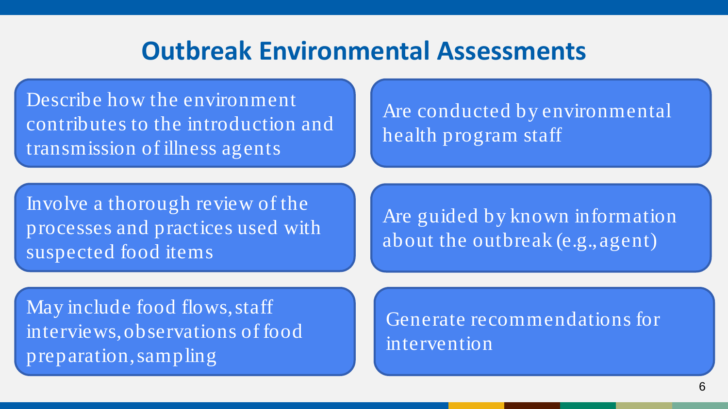# Outbreak Environmental Assessments

- Describe how the environment contributes to the introduction and transmission of illness agents
- Are conducted by environmental health program staff
- Involve a thorough review of the processes and practices used with suspected food items
- Are guided by known information about the outbreak (e.g., agent)
- May include food flows, staff interviews, observations of food preparation, sampling
- Generate recommendations for intervention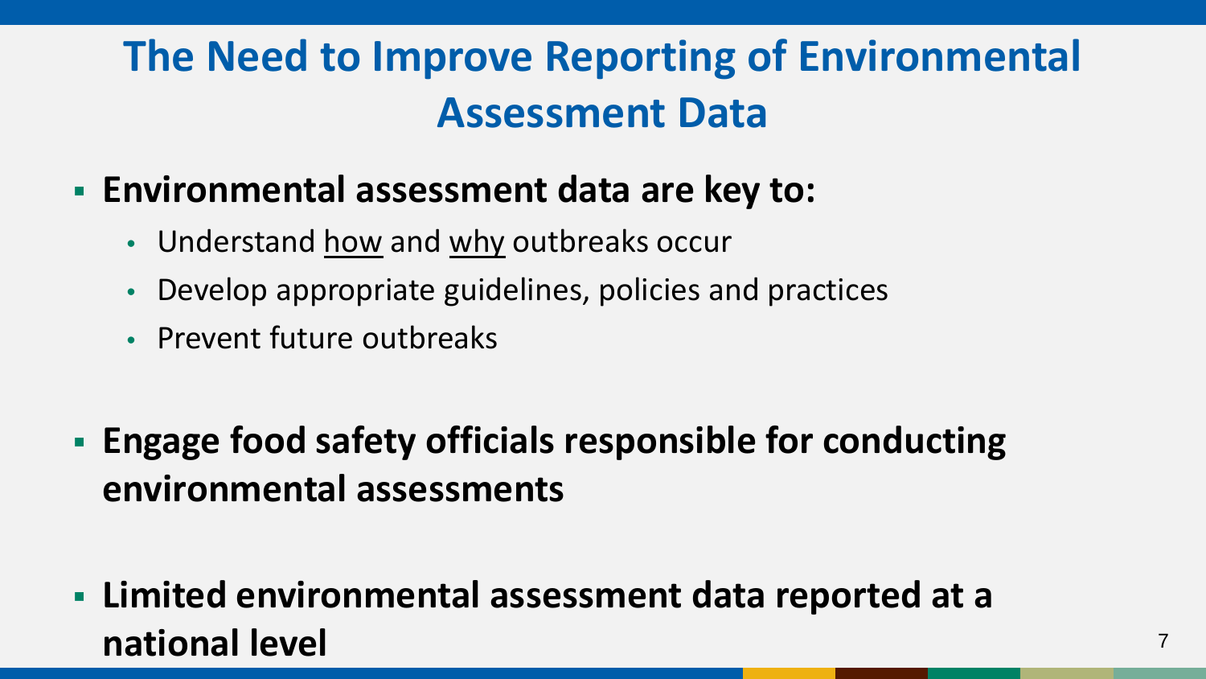# The Need to Improve Reporting of Environmental Assessment Data

- **Environmental assessment data are key to:**
  - Understand <u>how</u> and <u>why</u> outbreaks occur
  - Develop appropriate guidelines, policies and practices
  - Prevent future outbreaks
- **Engage food safety officials responsible for conducting environmental assessments**
- **Limited environmental assessment data reported at a national level**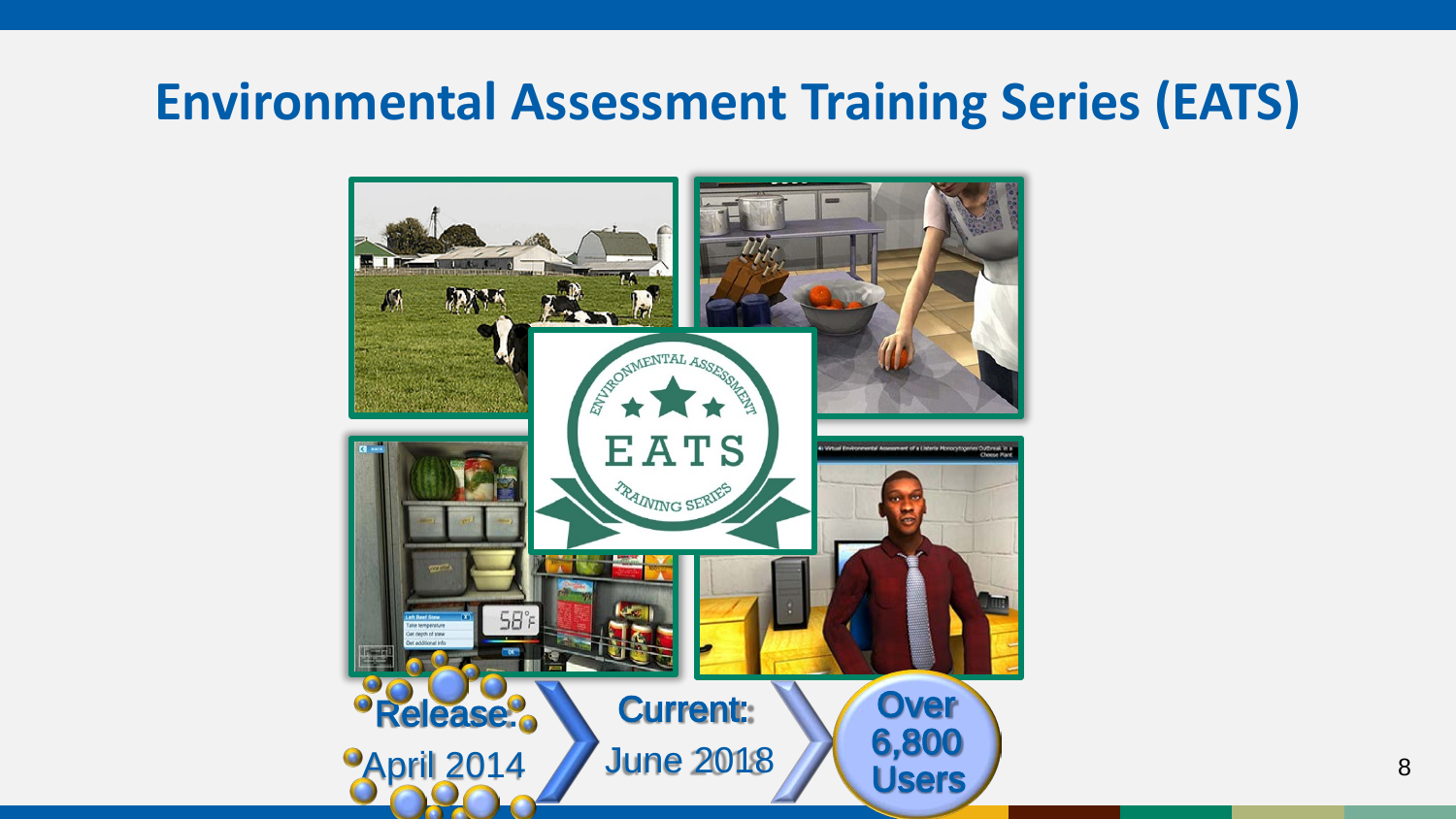# Environmental Assessment Training Series (EATS)

Release: April 2014

Current: June 2018

Over 6,800 Users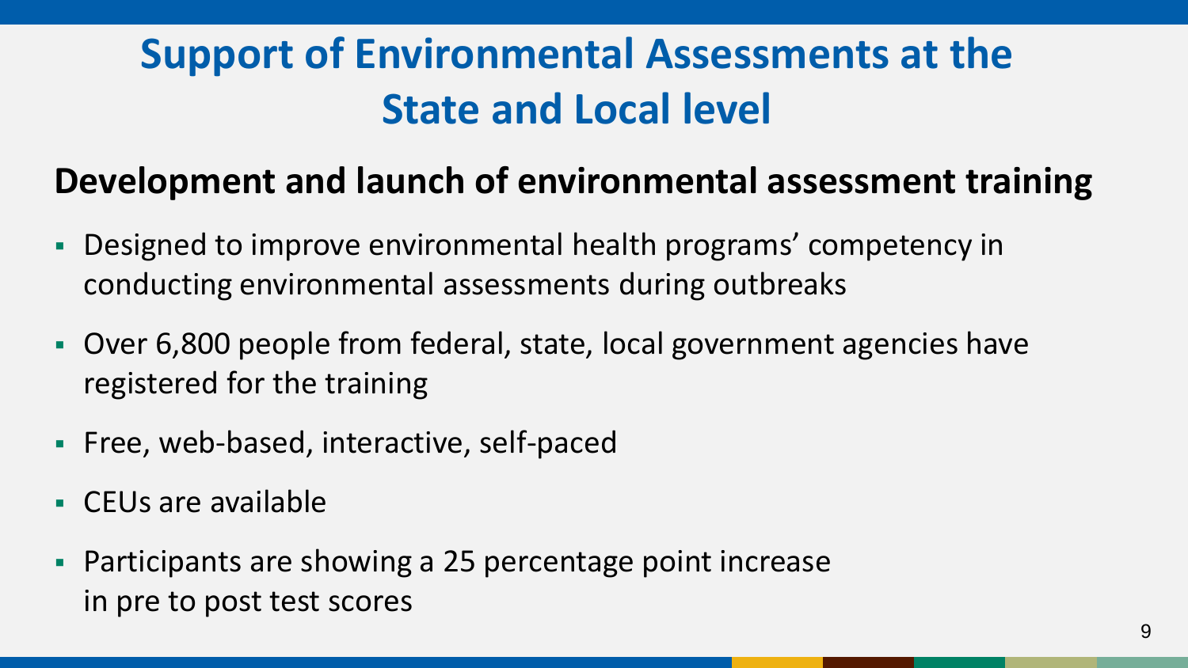# Support of Environmental Assessments at the State and Local level

## Development and launch of environmental assessment training

- Designed to improve environmental health programs' competency in conducting environmental assessments during outbreaks
- Over 6,800 people from federal, state, local government agencies have registered for the training
- Free, web-based, interactive, self-paced
- CEUs are available
- Participants are showing a 25 percentage point increase in pre to post test scores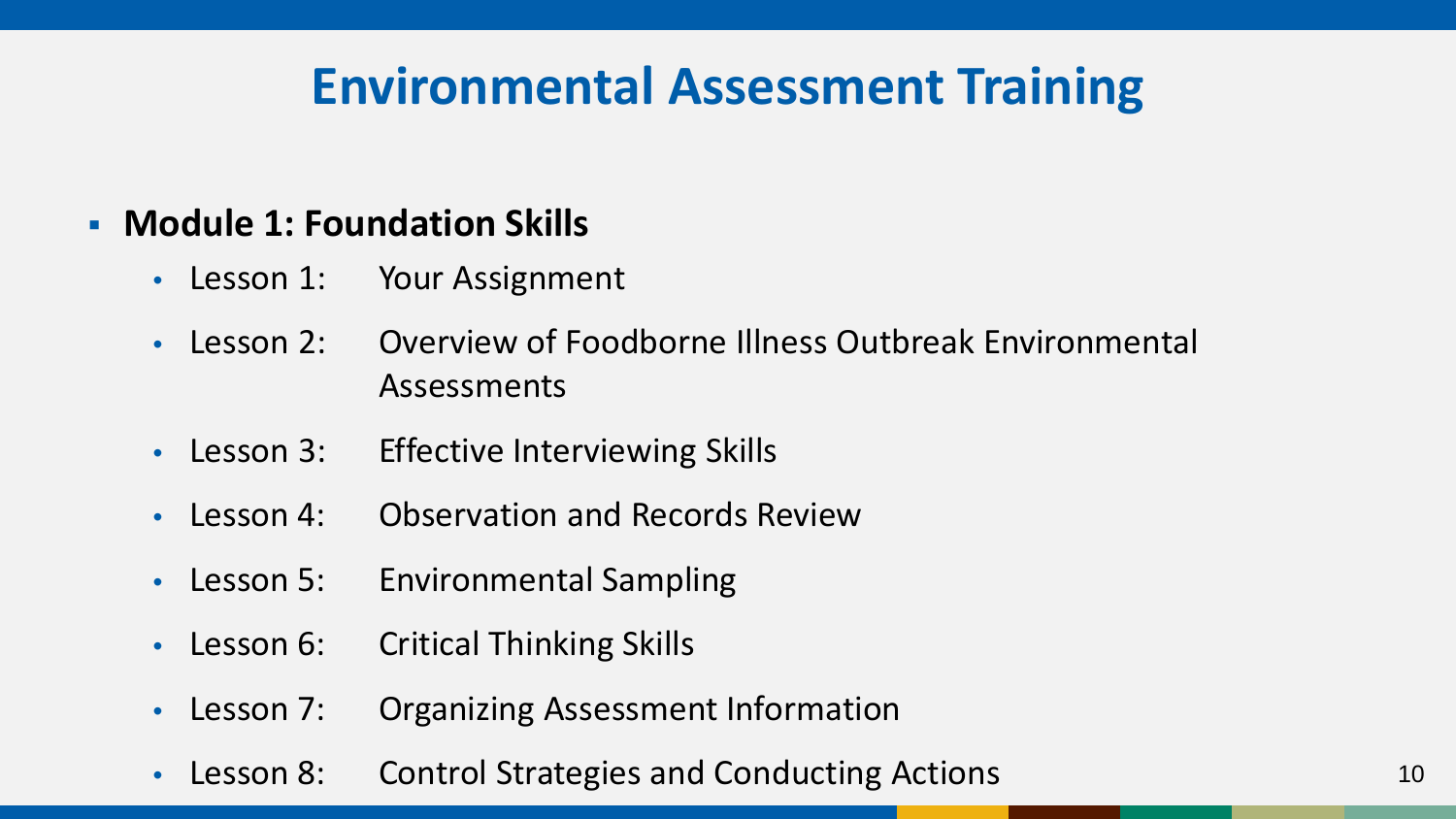# Environmental Assessment Training

- **Module 1: Foundation Skills**
  - Lesson 1: Your Assignment
  - Lesson 2: Overview of Foodborne Illness Outbreak Environmental Assessments
  - Lesson 3: Effective Interviewing Skills
  - Lesson 4: Observation and Records Review
  - Lesson 5: Environmental Sampling
  - Lesson 6: Critical Thinking Skills
  - Lesson 7: Organizing Assessment Information
  - Lesson 8: Control Strategies and Conducting Actions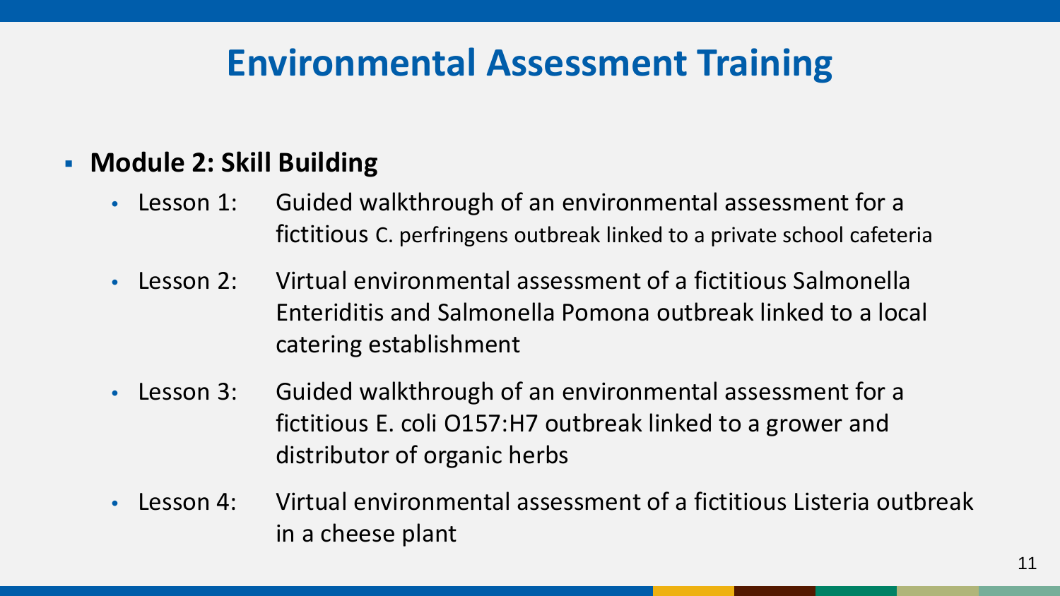# Environmental Assessment Training

- **Module 2: Skill Building**
  - Lesson 1: Guided walkthrough of an environmental assessment for a fictitious C. perfringens outbreak linked to a private school cafeteria
  - Lesson 2: Virtual environmental assessment of a fictitious Salmonella Enteriditis and Salmonella Pomona outbreak linked to a local catering establishment
  - Lesson 3: Guided walkthrough of an environmental assessment for a fictitious E. coli O157:H7 outbreak linked to a grower and distributor of organic herbs
  - Lesson 4: Virtual environmental assessment of a fictitious Listeria outbreak in a cheese plant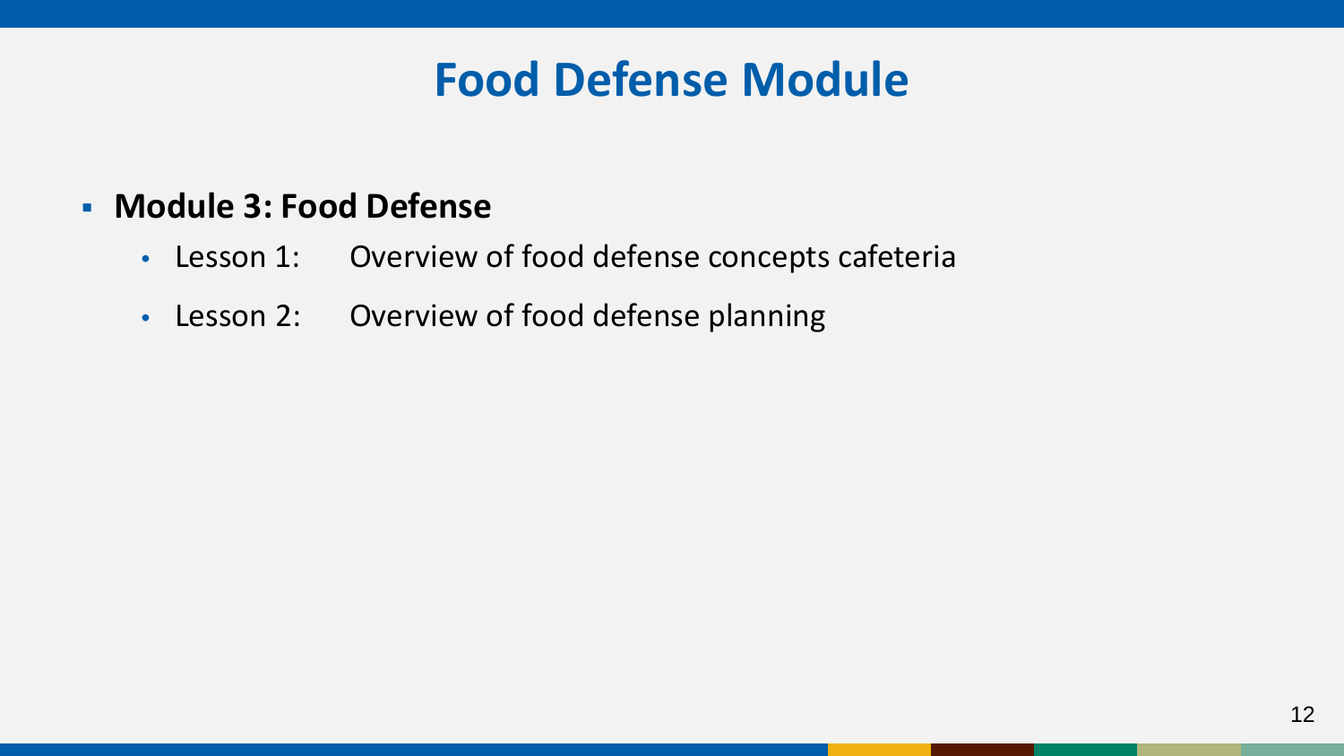# Food Defense Module

- **Module 3: Food Defense**
  - Lesson 1: Overview of food defense concepts cafeteria
  - Lesson 2: Overview of food defense planning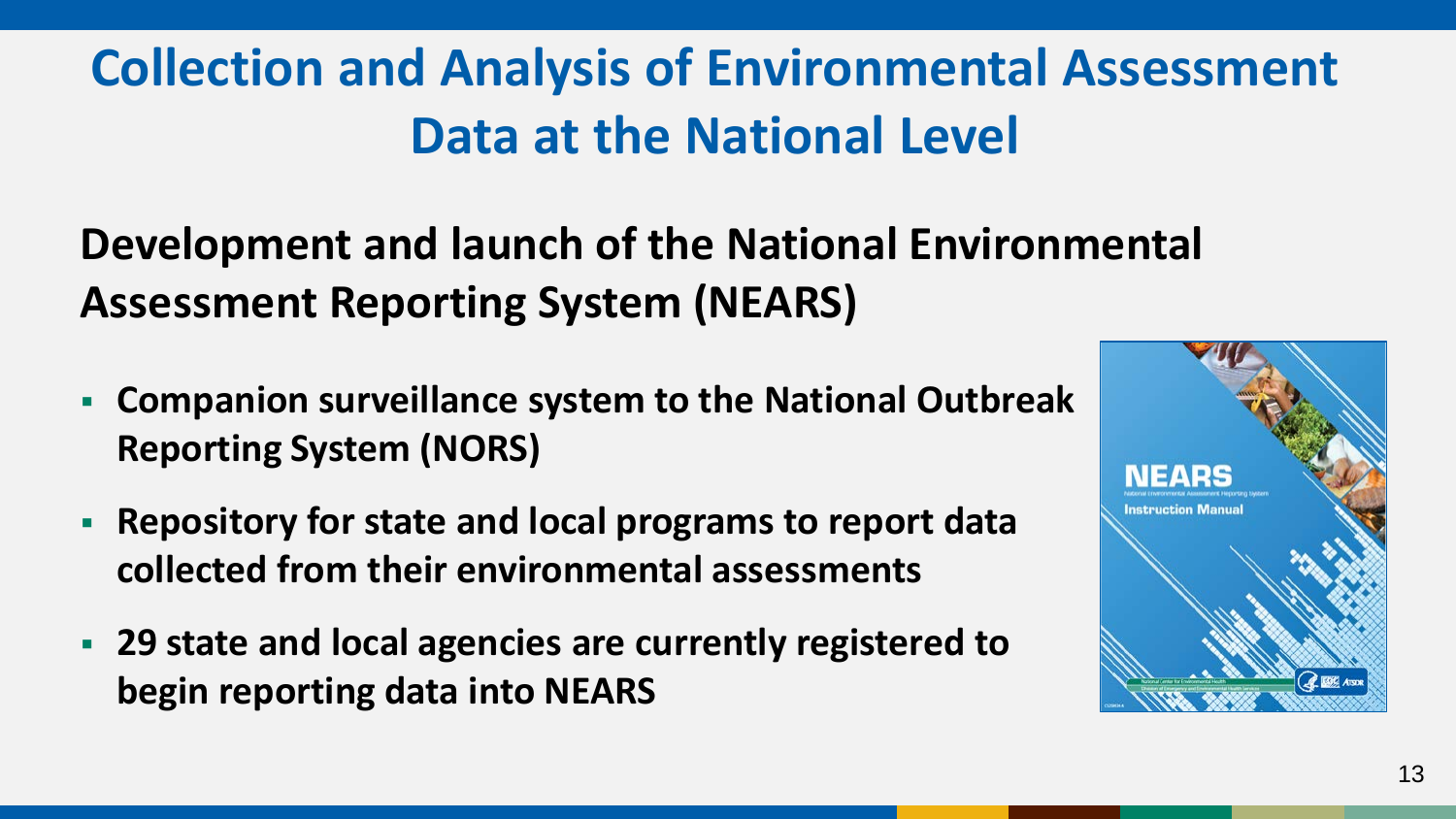# Collection and Analysis of Environmental Assessment Data at the National Level

## Development and launch of the National Environmental Assessment Reporting System (NEARS)

- **Companion surveillance system to the National Outbreak Reporting System (NORS)**
- **Repository for state and local programs to report data collected from their environmental assessments**
- **29 state and local agencies are currently registered to begin reporting data into NEARS**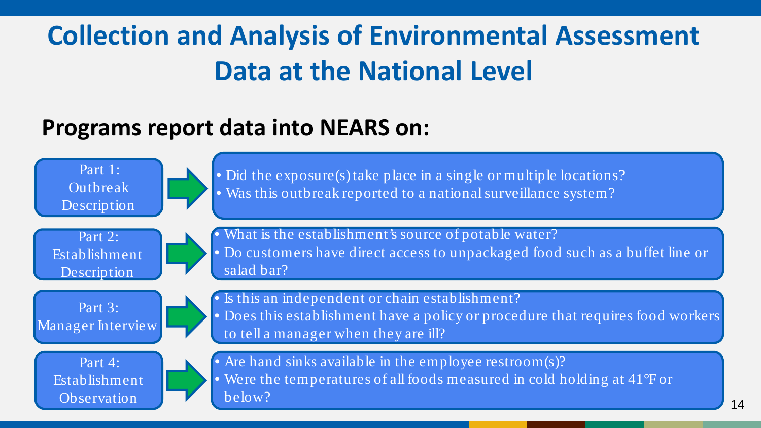# Collection and Analysis of Environmental Assessment Data at the National Level

## Programs report data into NEARS on:

**Part 1: Outbreak Description**

- Did the exposure(s) take place in a single or multiple locations?
- Was this outbreak reported to a national surveillance system?

**Part 2: Establishment Description**

- What is the establishment's source of potable water?
- Do customers have direct access to unpackaged food such as a buffet line or salad bar?

**Part 3: Manager Interview**

- Is this an independent or chain establishment?
- Does this establishment have a policy or procedure that requires food workers to tell a manager when they are ill?

**Part 4: Establishment Observation**

- Are hand sinks available in the employee restroom(s)?
- Were the temperatures of all foods measured in cold holding at 41°F or below?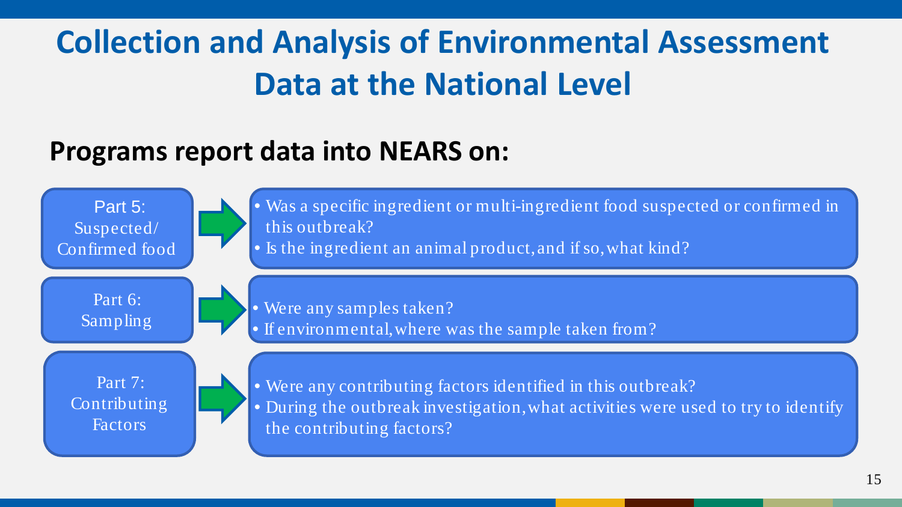# Collection and Analysis of Environmental Assessment Data at the National Level

## Programs report data into NEARS on:

**Part 5: Suspected/ Confirmed food**

- Was a specific ingredient or multi-ingredient food suspected or confirmed in this outbreak?
- Is the ingredient an animal product, and if so, what kind?

**Part 6: Sampling**

- Were any samples taken?
- If environmental, where was the sample taken from?

**Part 7: Contributing Factors**

- Were any contributing factors identified in this outbreak?
- During the outbreak investigation, what activities were used to try to identify the contributing factors?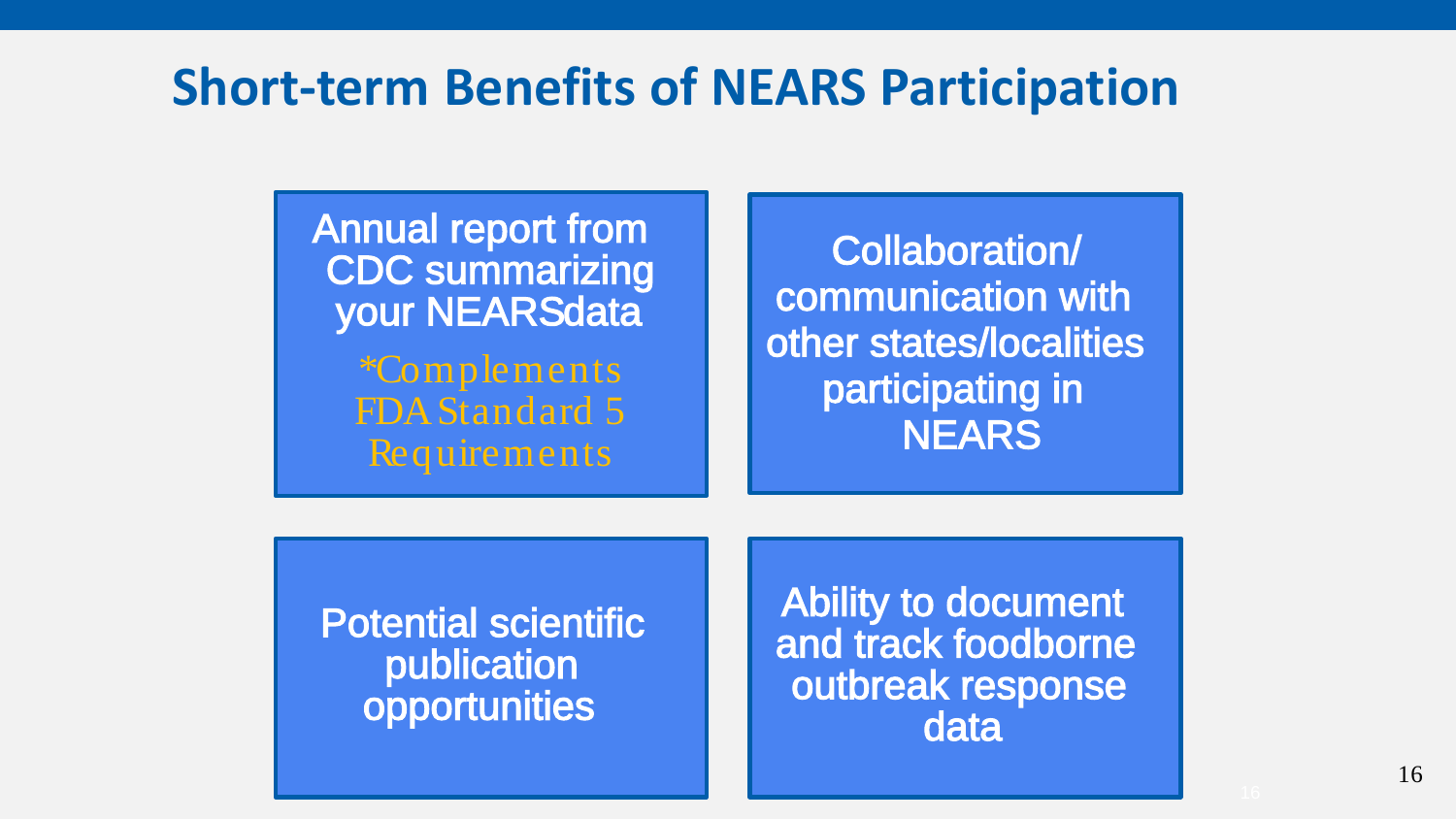# Short-term Benefits of NEARS Participation

- Annual report from CDC summarizing your NEARS data
  *Complements FDA Standard 5 Requirements
- Collaboration/ communication with other states/localities participating in NEARS
- Potential scientific publication opportunities
- Ability to document and track foodborne outbreak response data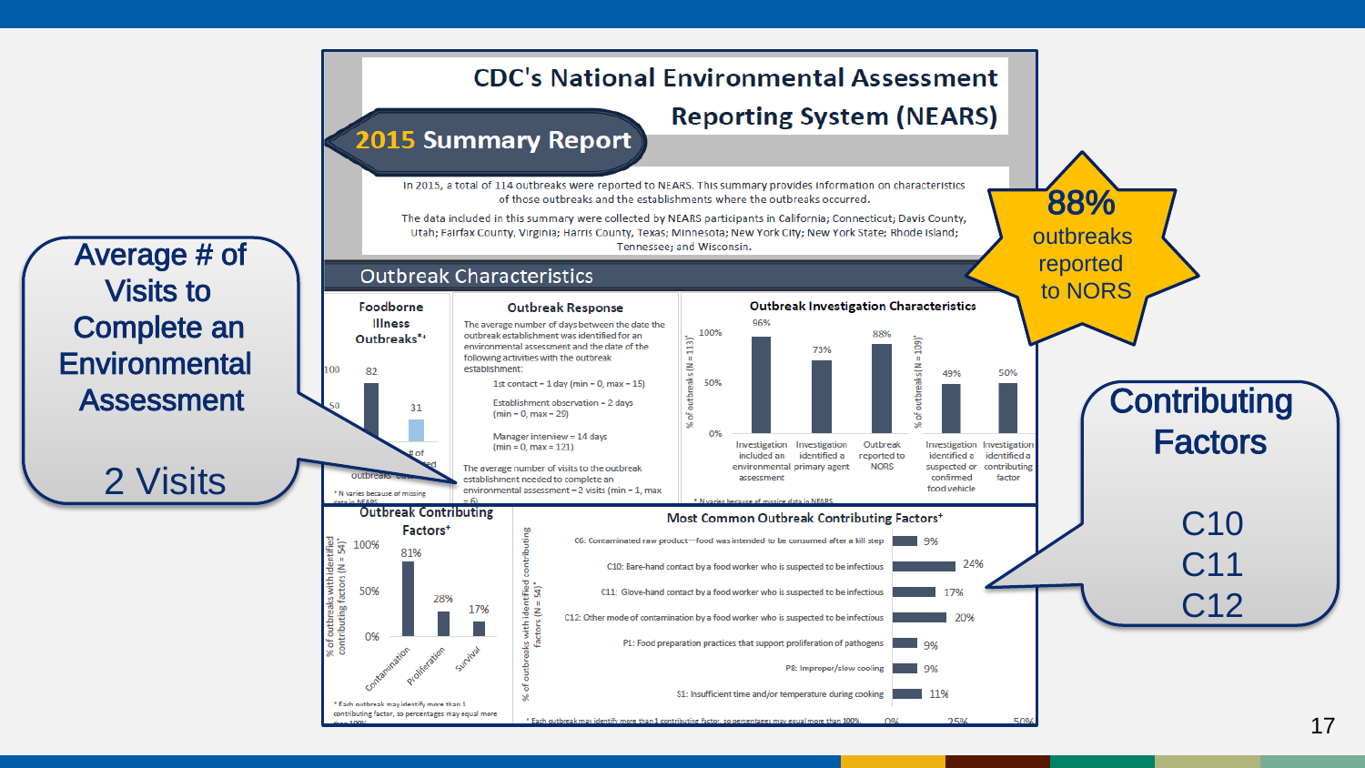# CDC's National Environmental Assessment Reporting System (NEARS)

## 2015 Summary Report

In 2015, a total of 114 outbreaks were reported to NEARS. This summary provides information on characteristics of those outbreaks and the establishments where the outbreaks occurred.

The data included in this summary were collected by NEARS participants in California; Connecticut; Davis County, Utah; Fairfax County, Virginia; Harris County, Texas; Minnesota; New York City; New York State; Rhode Island; Tennessee; and Wisconsin.

### Outbreak Characteristics

**Foodborne Illness Outbreaks***

| | Value |
|---|---|
| Outbreaks | 82 |
| # of ... | 31 |

\* N varies because of missing data in NEARS

**Outbreak Response**

The average number of days between the date the outbreak establishment was identified for an outbreak and the date of the environmental assessment and the date of the following activities with the outbreak establishment:

- 1st contact = 1 day (min = 0, max = 15)
- Establishment observation = 2 days (min = 0, max = 29)
- Manager interview = 14 days (min = 0, max = 121)

The average number of visits to the outbreak establishment needed to complete an environmental assessment = 2 visits (min = 1, max = 6)

**Outbreak Investigation Characteristics**

| Characteristic | % of outbreaks |
|---|---|
| Investigation included an environmental assessment (N = 113)* | 96% |
| Investigation identified a primary agent (N = 113)* | 73% |
| Outbreak reported to NORS (N = 113)* | 88% |
| Investigation identified a suspected or confirmed food vehicle (N = 109)* | 49% |
| Investigation identified a contributing factor (N = 109)* | 50% |

\* N varies because of missing data in NEARS

**Outbreak Contributing Factors***

| Factor | % of outbreaks with identified contributing factors (N = 54)* |
|---|---|
| Contamination | 81% |
| Proliferation | 28% |
| Survival | 17% |

\* Each outbreak may identify more than 1 contributing factor, so percentages may equal more than 100%.

**Most Common Outbreak Contributing Factors***

| Contributing factor | % of outbreaks with identified contributing factors (N = 54) |
|---|---|
| C6: Contaminated raw product—food was intended to be consumed after a kill step | 9% |
| C10: Bare-hand contact by a food worker who is suspected to be infectious | 24% |
| C11: Glove-hand contact by a food worker who is suspected to be infectious | 17% |
| C12: Other mode of contamination by a food worker who is suspected to be infectious | 20% |
| P1: Food preparation practices that support proliferation of pathogens | 9% |
| P8: Improper/slow cooling | 9% |
| S1: Insufficient time and/or temperature during cooking | 11% |

\* Each outbreak may identify more than 1 contributing factor, so percentages may equal more than 100%.

**Average # of Visits to Complete an Environmental Assessment**

2 Visits

**88%** outbreaks reported to NORS

**Contributing Factors**

C10
C11
C12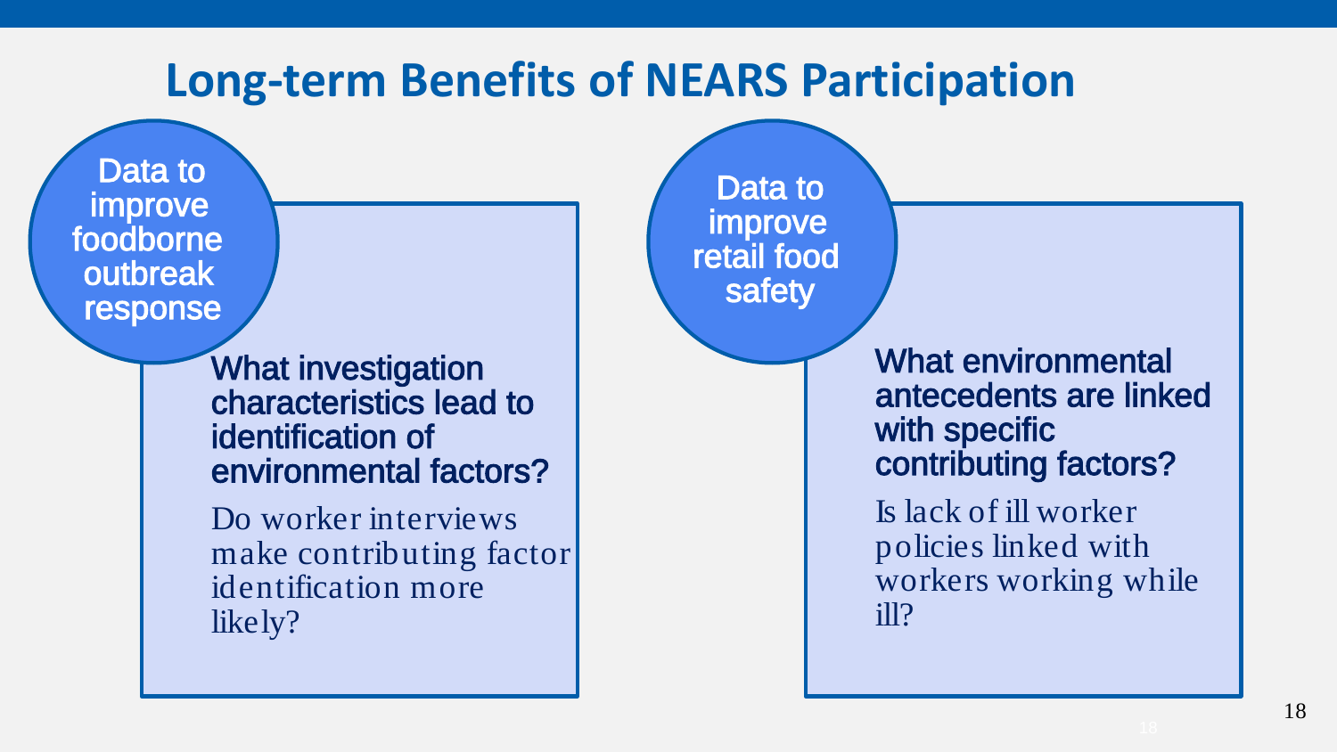# Long-term Benefits of NEARS Participation

## Data to improve foodborne outbreak response

### What investigation characteristics lead to identification of environmental factors?

Do worker interviews make contributing factor identification more likely?

## Data to improve retail food safety

### What environmental antecedents are linked with specific contributing factors?

Is lack of ill worker policies linked with workers working while ill?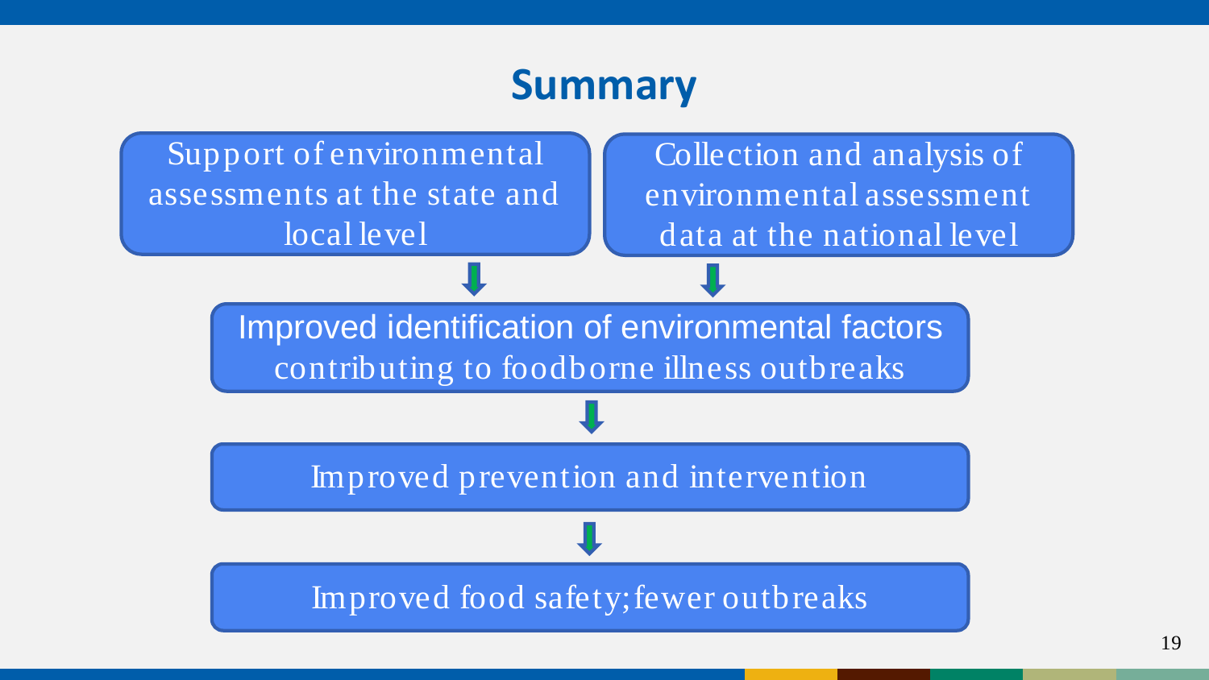# Summary

Support of environmental assessments at the state and local level

Collection and analysis of environmental assessment data at the national level

↓

Improved identification of environmental factors contributing to foodborne illness outbreaks

↓

Improved prevention and intervention

↓

Improved food safety; fewer outbreaks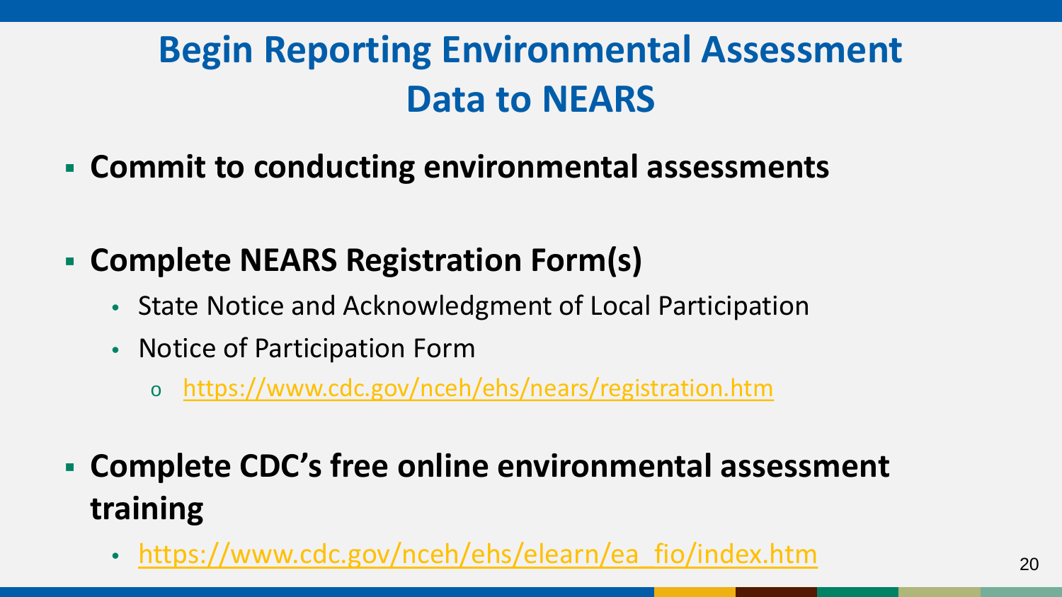# Begin Reporting Environmental Assessment Data to NEARS

- **Commit to conducting environmental assessments**
- **Complete NEARS Registration Form(s)**
  - State Notice and Acknowledgment of Local Participation
  - Notice of Participation Form
    - https://www.cdc.gov/nceh/ehs/nears/registration.htm
- **Complete CDC's free online environmental assessment training**
  - https://www.cdc.gov/nceh/ehs/elearn/ea_fio/index.htm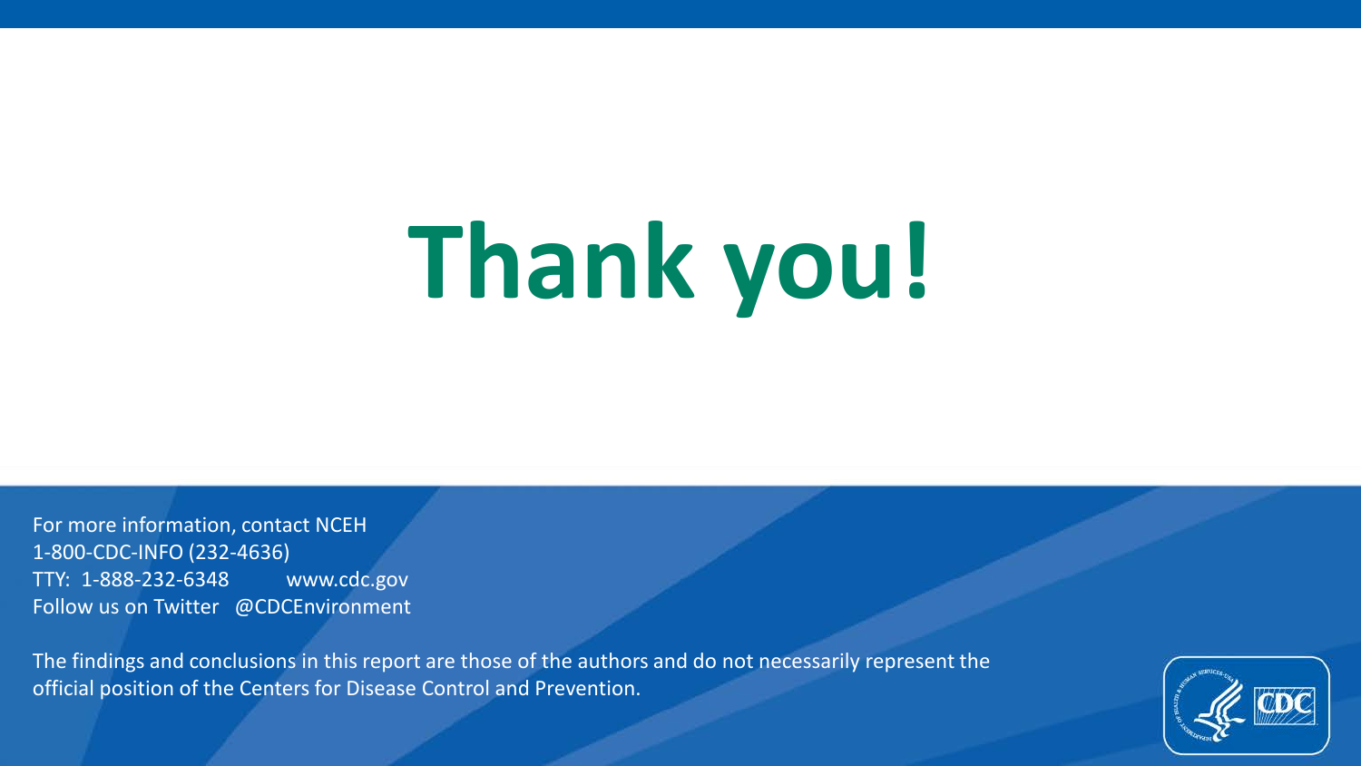# Thank you!

For more information, contact NCEH
1-800-CDC-INFO (232-4636)
TTY: 1-888-232-6348 www.cdc.gov
Follow us on Twitter @CDCEnvironment

The findings and conclusions in this report are those of the authors and do not necessarily represent the official position of the Centers for Disease Control and Prevention.